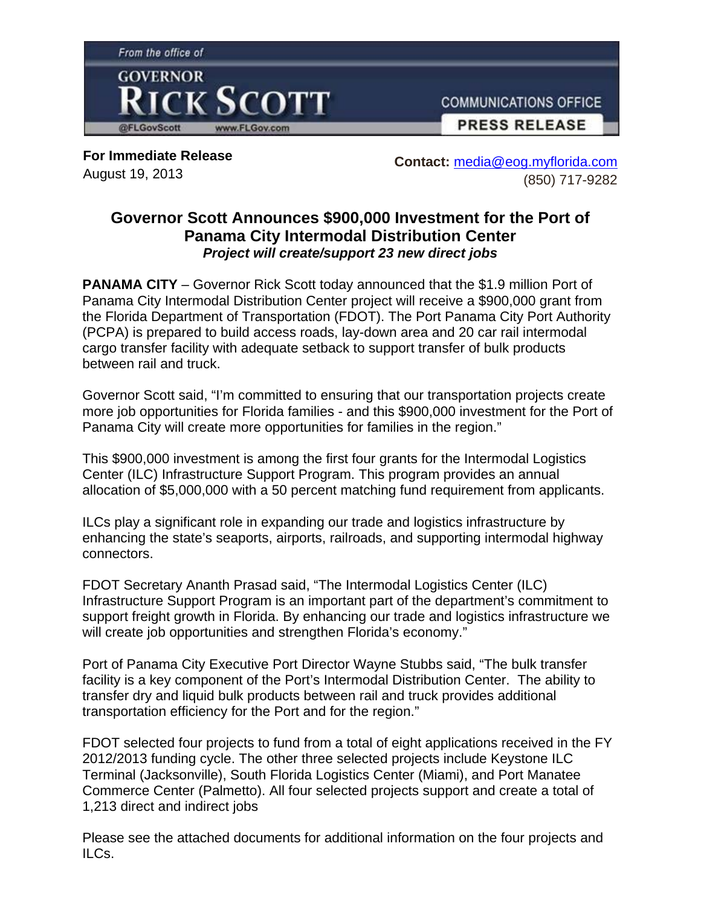From the office of

GOVERNOR **RICK SCOTT**

@FLGovScott www.FLGov.com

COMMUNICATIONS OFFICE

**PRESS RELEASE**

**For Immediate Release**
August 19, 2013

**Contact:** media@eog.myflorida.com
(850) 717-9282

## Governor Scott Announces $900,000 Investment for the Port of Panama City Intermodal Distribution Center

***Project will create/support 23 new direct jobs***

**PANAMA CITY** – Governor Rick Scott today announced that the $1.9 million Port of Panama City Intermodal Distribution Center project will receive a $900,000 grant from the Florida Department of Transportation (FDOT). The Port Panama City Port Authority (PCPA) is prepared to build access roads, lay-down area and 20 car rail intermodal cargo transfer facility with adequate setback to support transfer of bulk products between rail and truck.

Governor Scott said, "I'm committed to ensuring that our transportation projects create more job opportunities for Florida families - and this $900,000 investment for the Port of Panama City will create more opportunities for families in the region."

This $900,000 investment is among the first four grants for the Intermodal Logistics Center (ILC) Infrastructure Support Program. This program provides an annual allocation of $5,000,000 with a 50 percent matching fund requirement from applicants.

ILCs play a significant role in expanding our trade and logistics infrastructure by enhancing the state's seaports, airports, railroads, and supporting intermodal highway connectors.

FDOT Secretary Ananth Prasad said, "The Intermodal Logistics Center (ILC) Infrastructure Support Program is an important part of the department's commitment to support freight growth in Florida. By enhancing our trade and logistics infrastructure we will create job opportunities and strengthen Florida's economy."

Port of Panama City Executive Port Director Wayne Stubbs said, "The bulk transfer facility is a key component of the Port's Intermodal Distribution Center. The ability to transfer dry and liquid bulk products between rail and truck provides additional transportation efficiency for the Port and for the region."

FDOT selected four projects to fund from a total of eight applications received in the FY 2012/2013 funding cycle. The other three selected projects include Keystone ILC Terminal (Jacksonville), South Florida Logistics Center (Miami), and Port Manatee Commerce Center (Palmetto). All four selected projects support and create a total of 1,213 direct and indirect jobs

Please see the attached documents for additional information on the four projects and ILCs.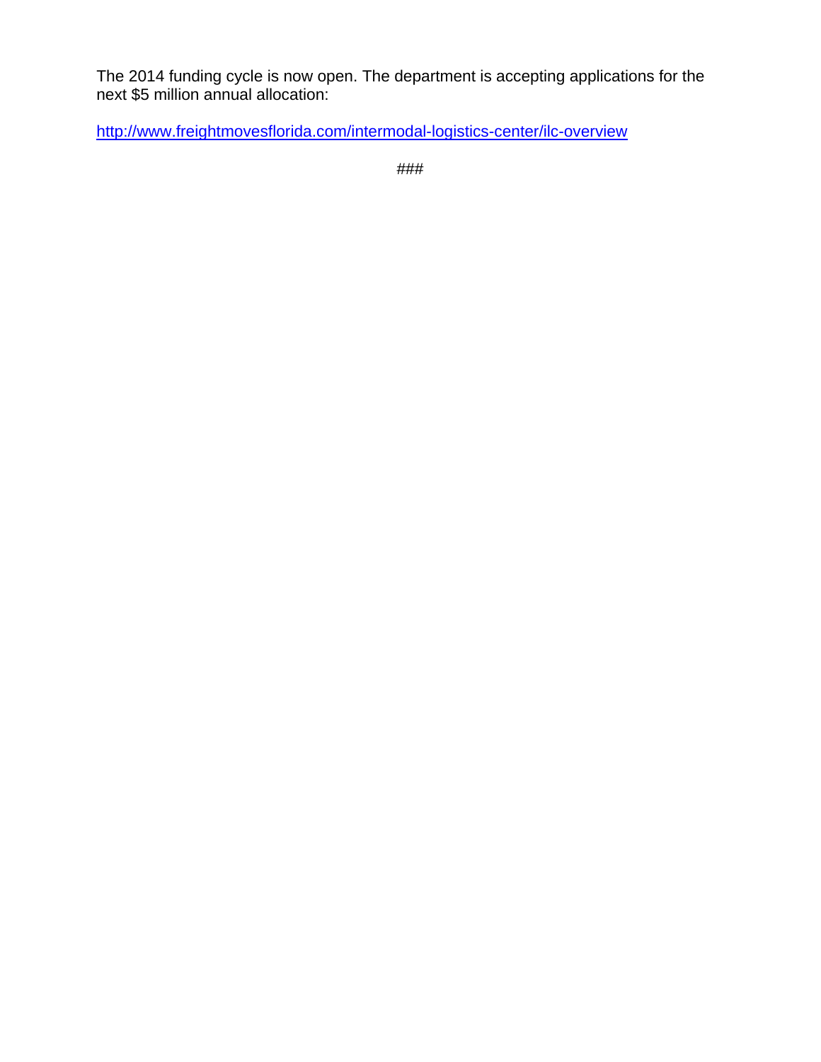The 2014 funding cycle is now open. The department is accepting applications for the next $5 million annual allocation:

http://www.freightmovesflorida.com/intermodal-logistics-center/ilc-overview

###